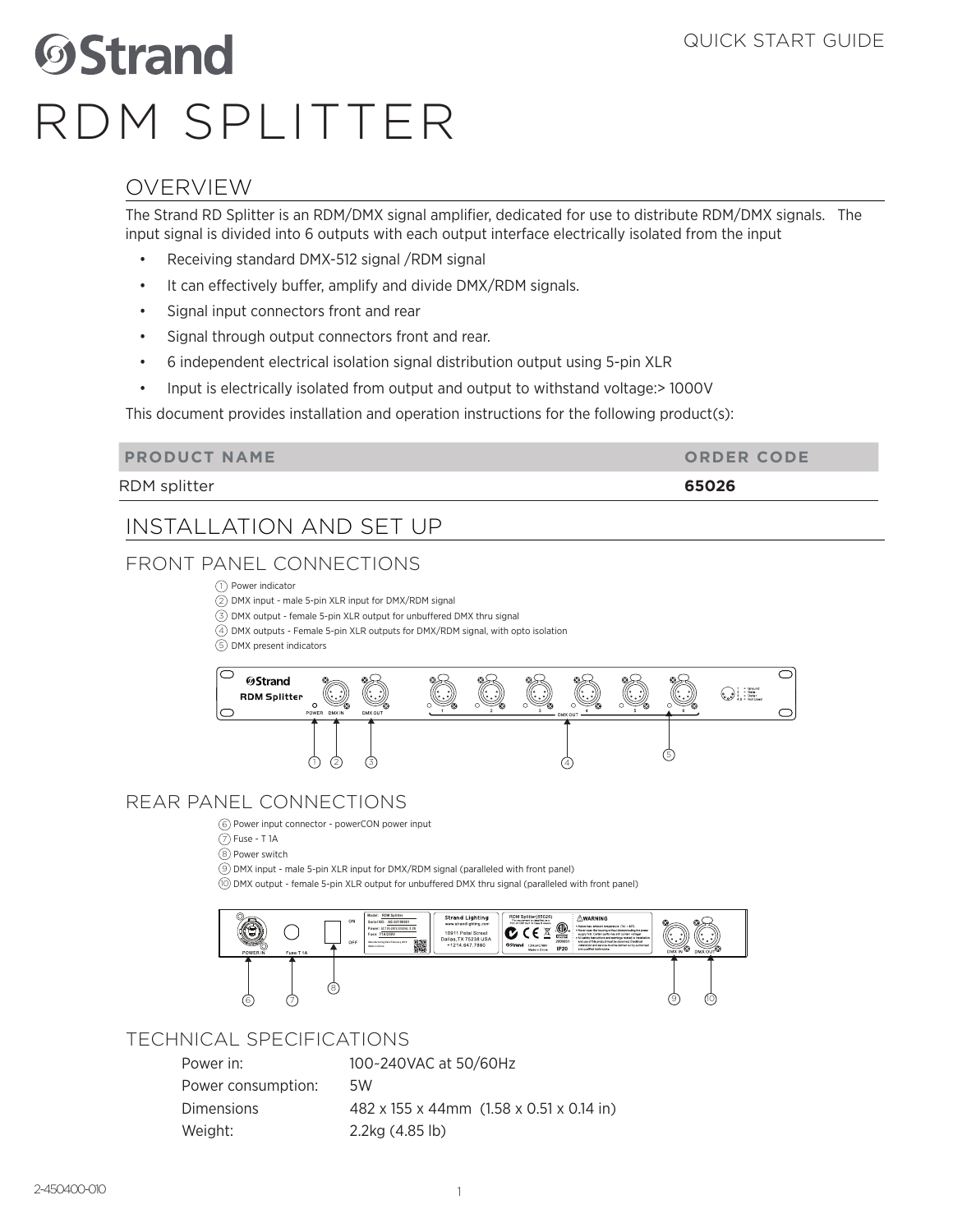# Strand

QUICK START GUIDE

# RDM SPLITTER

## OVERVIEW

The Strand RD Splitter is an RDM/DMX signal amplifier, dedicated for use to distribute RDM/DMX signals. The input signal is divided into 6 outputs with each output interface electrically isolated from the input

- Receiving standard DMX-512 signal /RDM signal
- It can effectively buffer, amplify and divide DMX/RDM signals.
- Signal input connectors front and rear
- Signal through output connectors front and rear.
- 6 independent electrical isolation signal distribution output using 5-pin XLR
- Input is electrically isolated from output and output to withstand voltage:> 1000V

This document provides installation and operation instructions for the following product(s):

| PRODUCT NAME | ORDER CODE |
| --- | --- |
| RDM splitter | **65026** |

## INSTALLATION AND SET UP

### FRONT PANEL CONNECTIONS

1. Power indicator
2. DMX input - male 5-pin XLR input for DMX/RDM signal
3. DMX output - female 5-pin XLR output for unbuffered DMX thru signal
4. DMX outputs - Female 5-pin XLR outputs for DMX/RDM signal, with opto isolation
5. DMX present indicators

### REAR PANEL CONNECTIONS

6. Power input connector - powerCON power input
7. Fuse - T 1A
8. Power switch
9. DMX input - male 5-pin XLR input for DMX/RDM signal (paralleled with front panel)
10. DMX output - female 5-pin XLR output for unbuffered DMX thru signal (paralleled with front panel)

## TECHNICAL SPECIFICATIONS

| | |
| --- | --- |
| Power in: | 100-240VAC at 50/60Hz |
| Power consumption: | 5W |
| Dimensions | 482 x 155 x 44mm (1.58 x 0.51 x 0.14 in) |
| Weight: | 2.2kg (4.85 lb) |

2-450400-010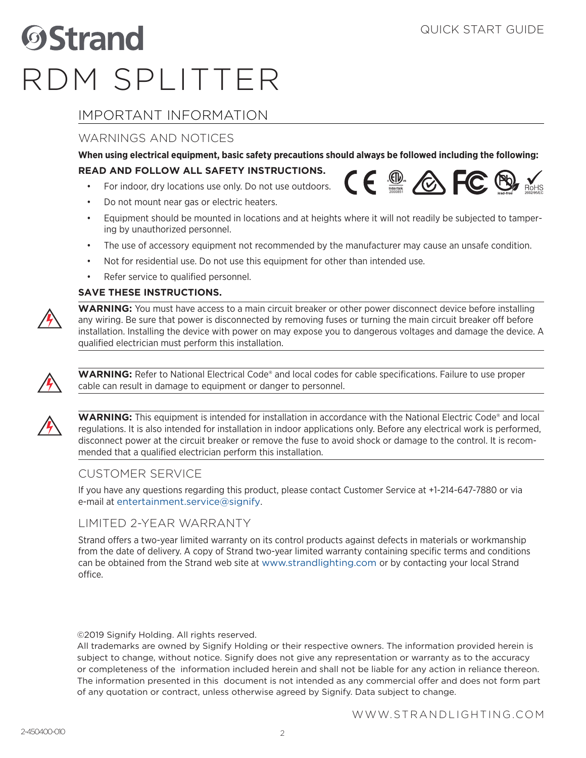# Strand

QUICK START GUIDE

# RDM SPLITTER

## IMPORTANT INFORMATION

### WARNINGS AND NOTICES

**When using electrical equipment, basic safety precautions should always be followed including the following:**

**READ AND FOLLOW ALL SAFETY INSTRUCTIONS.**

- For indoor, dry locations use only. Do not use outdoors.
- Do not mount near gas or electric heaters.
- Equipment should be mounted in locations and at heights where it will not readily be subjected to tampering by unauthorized personnel.
- The use of accessory equipment not recommended by the manufacturer may cause an unsafe condition.
- Not for residential use. Do not use this equipment for other than intended use.
- Refer service to qualified personnel.

**SAVE THESE INSTRUCTIONS.**

**WARNING:** You must have access to a main circuit breaker or other power disconnect device before installing any wiring. Be sure that power is disconnected by removing fuses or turning the main circuit breaker off before installation. Installing the device with power on may expose you to dangerous voltages and damage the device. A qualified electrician must perform this installation.

**WARNING:** Refer to National Electrical Code® and local codes for cable specifications. Failure to use proper cable can result in damage to equipment or danger to personnel.

**WARNING:** This equipment is intended for installation in accordance with the National Electric Code® and local regulations. It is also intended for installation in indoor applications only. Before any electrical work is performed, disconnect power at the circuit breaker or remove the fuse to avoid shock or damage to the control. It is recommended that a qualified electrician perform this installation.

### CUSTOMER SERVICE

If you have any questions regarding this product, please contact Customer Service at +1-214-647-7880 or via e-mail at entertainment.service@signify.

### LIMITED 2-YEAR WARRANTY

Strand offers a two-year limited warranty on its control products against defects in materials or workmanship from the date of delivery. A copy of Strand two-year limited warranty containing specific terms and conditions can be obtained from the Strand web site at www.strandlighting.com or by contacting your local Strand office.

©2019 Signify Holding. All rights reserved.
All trademarks are owned by Signify Holding or their respective owners. The information provided herein is subject to change, without notice. Signify does not give any representation or warranty as to the accuracy or completeness of the information included herein and shall not be liable for any action in reliance thereon. The information presented in this document is not intended as any commercial offer and does not form part of any quotation or contract, unless otherwise agreed by Signify. Data subject to change.

WWW.STRANDLIGHTING.COM

2-450400-010